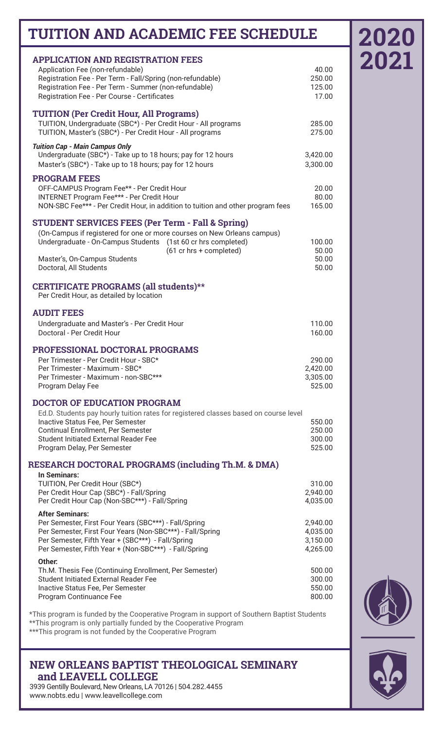# TUITION AND ACADEMIC FEE SCHEDULE

**2020**
**2021**

## APPLICATION AND REGISTRATION FEES

| | |
|---|---|
| Application Fee (non-refundable) | 40.00 |
| Registration Fee - Per Term - Fall/Spring (non-refundable) | 250.00 |
| Registration Fee - Per Term - Summer (non-refundable) | 125.00 |
| Registration Fee - Per Course - Certificates | 17.00 |

## TUITION (Per Credit Hour, All Programs)

| | |
|---|---|
| TUITION, Undergraduate (SBC*) - Per Credit Hour - All programs | 285.00 |
| TUITION, Master's (SBC*) - Per Credit Hour - All programs | 275.00 |

***Tuition Cap - Main Campus Only***

| | |
|---|---|
| Undergraduate (SBC*) - Take up to 18 hours; pay for 12 hours | 3,420.00 |
| Master's (SBC*) - Take up to 18 hours; pay for 12 hours | 3,300.00 |

## PROGRAM FEES

| | |
|---|---|
| OFF-CAMPUS Program Fee** - Per Credit Hour | 20.00 |
| INTERNET Program Fee*** - Per Credit Hour | 80.00 |
| NON-SBC Fee*** - Per Credit Hour, in addition to tuition and other program fees | 165.00 |

## STUDENT SERVICES FEES (Per Term - Fall & Spring)

(On-Campus if registered for one or more courses on New Orleans campus)

| | |
|---|---|
| Undergraduate - On-Campus Students (1st 60 cr hrs completed) | 100.00 |
| (61 cr hrs + completed) | 50.00 |
| Master's, On-Campus Students | 50.00 |
| Doctoral, All Students | 50.00 |

## CERTIFICATE PROGRAMS (all students)**

Per Credit Hour, as detailed by location

## AUDIT FEES

| | |
|---|---|
| Undergraduate and Master's - Per Credit Hour | 110.00 |
| Doctoral - Per Credit Hour | 160.00 |

## PROFESSIONAL DOCTORAL PROGRAMS

| | |
|---|---|
| Per Trimester - Per Credit Hour - SBC* | 290.00 |
| Per Trimester - Maximum - SBC* | 2,420.00 |
| Per Trimester - Maximum - non-SBC*** | 3,305.00 |
| Program Delay Fee | 525.00 |

## DOCTOR OF EDUCATION PROGRAM

Ed.D. Students pay hourly tuition rates for registered classes based on course level

| | |
|---|---|
| Inactive Status Fee, Per Semester | 550.00 |
| Continual Enrollment, Per Semester | 250.00 |
| Student Initiated External Reader Fee | 300.00 |
| Program Delay, Per Semester | 525.00 |

## RESEARCH DOCTORAL PROGRAMS (including Th.M. & DMA)

**In Seminars:**

| | |
|---|---|
| TUITION, Per Credit Hour (SBC*) | 310.00 |
| Per Credit Hour Cap (SBC*) - Fall/Spring | 2,940.00 |
| Per Credit Hour Cap (Non-SBC***) - Fall/Spring | 4,035.00 |

**After Seminars:**

| | |
|---|---|
| Per Semester, First Four Years (SBC***) - Fall/Spring | 2,940.00 |
| Per Semester, First Four Years (Non-SBC***) - Fall/Spring | 4,035.00 |
| Per Semester, Fifth Year + (SBC***) - Fall/Spring | 3,150.00 |
| Per Semester, Fifth Year + (Non-SBC***) - Fall/Spring | 4,265.00 |

**Other:**

| | |
|---|---|
| Th.M. Thesis Fee (Continuing Enrollment, Per Semester) | 500.00 |
| Student Initiated External Reader Fee | 300.00 |
| Inactive Status Fee, Per Semester | 550.00 |
| Program Continuance Fee | 800.00 |

*This program is funded by the Cooperative Program in support of Southern Baptist Students
**This program is only partially funded by the Cooperative Program
***This program is not funded by the Cooperative Program

## NEW ORLEANS BAPTIST THEOLOGICAL SEMINARY and LEAVELL COLLEGE

3939 Gentilly Boulevard, New Orleans, LA 70126 | 504.282.4455
www.nobts.edu | www.leavellcollege.com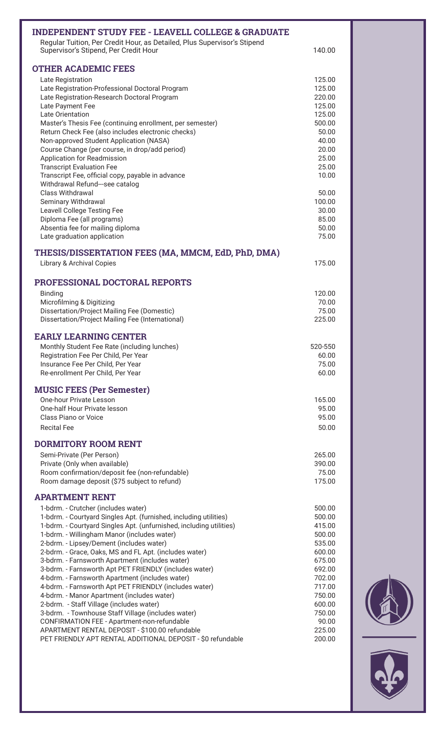## INDEPENDENT STUDY FEE - LEAVELL COLLEGE & GRADUATE

| | |
|---|---|
| Regular Tuition, Per Credit Hour, as Detailed, Plus Supervisor's Stipend Supervisor's Stipend, Per Credit Hour | 140.00 |

## OTHER ACADEMIC FEES

| | |
|---|---|
| Late Registration | 125.00 |
| Late Registration-Professional Doctoral Program | 125.00 |
| Late Registration-Research Doctoral Program | 220.00 |
| Late Payment Fee | 125.00 |
| Late Orientation | 125.00 |
| Master's Thesis Fee (continuing enrollment, per semester) | 500.00 |
| Return Check Fee (also includes electronic checks) | 50.00 |
| Non-approved Student Application (NASA) | 40.00 |
| Course Change (per course, in drop/add period) | 20.00 |
| Application for Readmission | 25.00 |
| Transcript Evaluation Fee | 25.00 |
| Transcript Fee, official copy, payable in advance | 10.00 |
| Withdrawal Refund—see catalog | |
| Class Withdrawal | 50.00 |
| Seminary Withdrawal | 100.00 |
| Leavell College Testing Fee | 30.00 |
| Diploma Fee (all programs) | 85.00 |
| Absentia fee for mailing diploma | 50.00 |
| Late graduation application | 75.00 |

## THESIS/DISSERTATION FEES (MA, MMCM, EdD, PhD, DMA)

| | |
|---|---|
| Library & Archival Copies | 175.00 |

## PROFESSIONAL DOCTORAL REPORTS

| | |
|---|---|
| Binding | 120.00 |
| Microfilming & Digitizing | 70.00 |
| Dissertation/Project Mailing Fee (Domestic) | 75.00 |
| Dissertation/Project Mailing Fee (International) | 225.00 |

## EARLY LEARNING CENTER

| | |
|---|---|
| Monthly Student Fee Rate (including lunches) | 520-550 |
| Registration Fee Per Child, Per Year | 60.00 |
| Insurance Fee Per Child, Per Year | 75.00 |
| Re-enrollment Per Child, Per Year | 60.00 |

## MUSIC FEES (Per Semester)

| | |
|---|---|
| One-hour Private Lesson | 165.00 |
| One-half Hour Private lesson | 95.00 |
| Class Piano or Voice | 95.00 |
| Recital Fee | 50.00 |

## DORMITORY ROOM RENT

| | |
|---|---|
| Semi-Private (Per Person) | 265.00 |
| Private (Only when available) | 390.00 |
| Room confirmation/deposit fee (non-refundable) | 75.00 |
| Room damage deposit ($75 subject to refund) | 175.00 |

## APARTMENT RENT

| | |
|---|---|
| 1-bdrm. - Crutcher (includes water) | 500.00 |
| 1-bdrm. - Courtyard Singles Apt. (furnished, including utilities) | 500.00 |
| 1-bdrm. - Courtyard Singles Apt. (unfurnished, including utilities) | 415.00 |
| 1-bdrm. - Willingham Manor (includes water) | 500.00 |
| 2-bdrm. - Lipsey/Dement (includes water) | 535.00 |
| 2-bdrm. - Grace, Oaks, MS and FL Apt. (includes water) | 600.00 |
| 3-bdrm. - Farnsworth Apartment (includes water) | 675.00 |
| 3-bdrm. - Farnsworth Apt PET FRIENDLY (includes water) | 692.00 |
| 4-bdrm. - Farnsworth Apartment (includes water) | 702.00 |
| 4-bdrm. - Farnsworth Apt PET FRIENDLY (includes water) | 717.00 |
| 4-bdrm. - Manor Apartment (includes water) | 750.00 |
| 2-bdrm. - Staff Village (includes water) | 600.00 |
| 3-bdrm. - Townhouse Staff Village (includes water) | 750.00 |
| CONFIRMATION FEE - Apartment-non-refundable | 90.00 |
| APARTMENT RENTAL DEPOSIT - $100.00 refundable | 225.00 |
| PET FRIENDLY APT RENTAL ADDITIONAL DEPOSIT - $0 refundable | 200.00 |